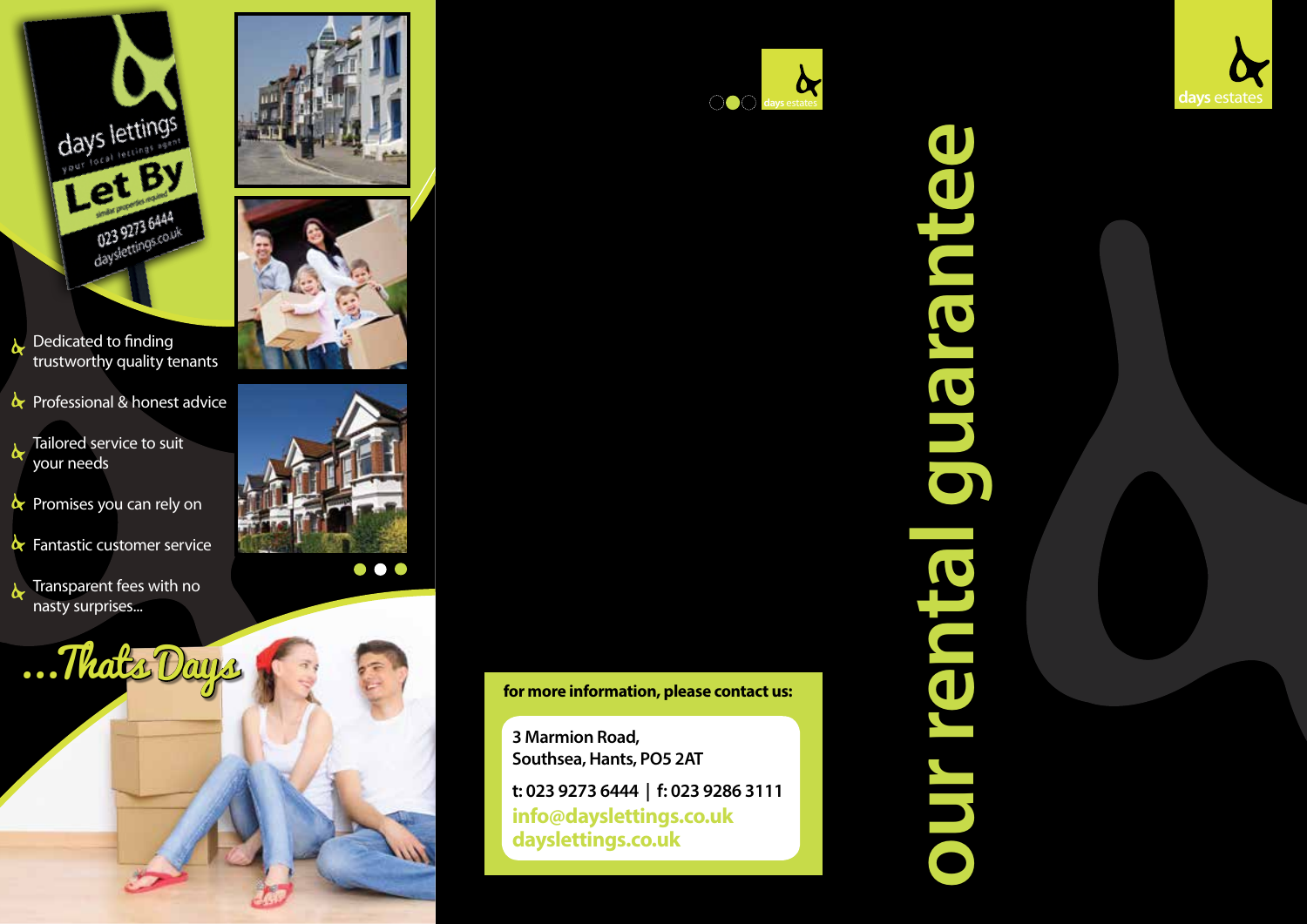- Dedicated to finding trustworthy quality tenants
- Professional & honest advice
- Tailored service to suit your needs
- Promises you can rely on
- Fantastic customer service
- Transparent fees with no nasty surprises...

*...Thats Days*

**for more information, please contact us:**

**3 Marmion Road,**
**Southsea, Hants, PO5 2AT**

**t: 023 9273 6444 | f: 023 9286 3111**
**info@dayslettings.co.uk**
**dayslettings.co.uk**

days estates

# our rental guarantee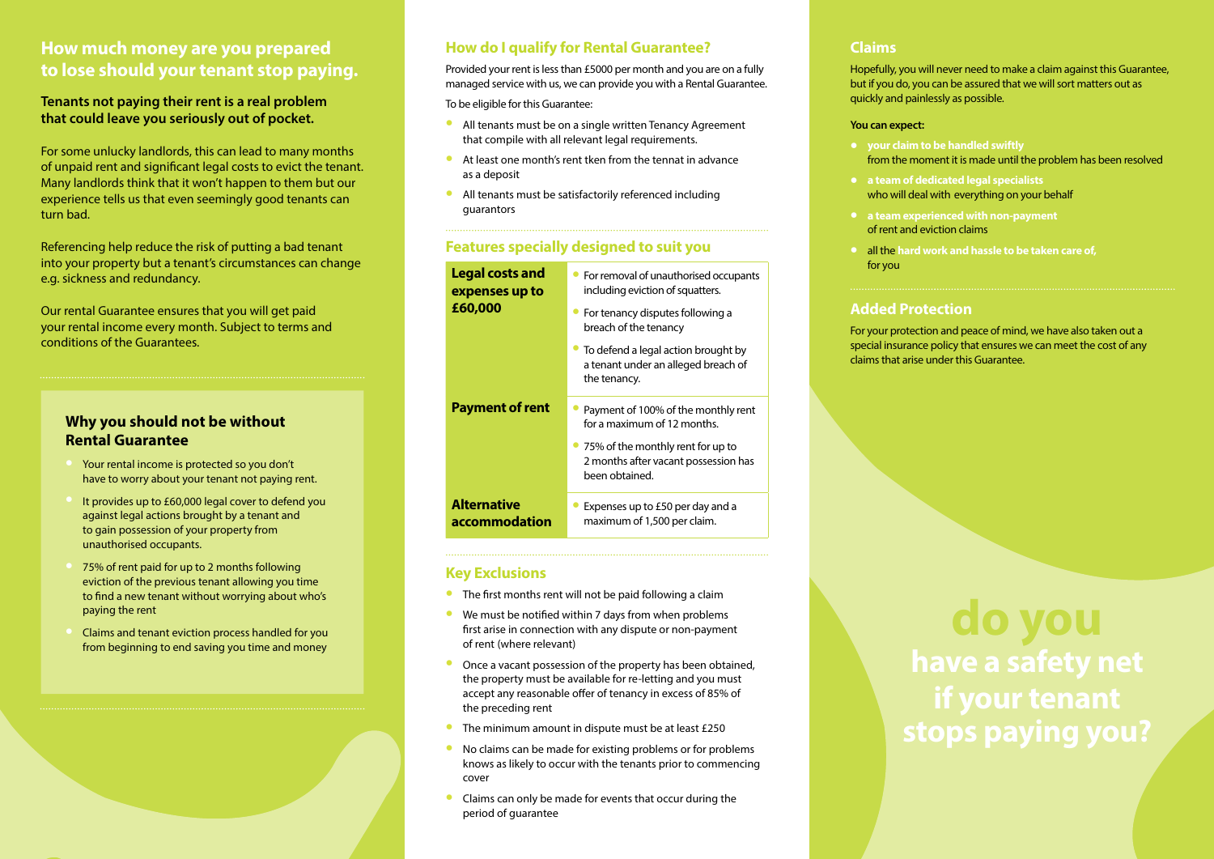## How much money are you prepared to lose should your tenant stop paying.

**Tenants not paying their rent is a real problem that could leave you seriously out of pocket.**

For some unlucky landlords, this can lead to many months of unpaid rent and significant legal costs to evict the tenant. Many landlords think that it won't happen to them but our experience tells us that even seemingly good tenants can turn bad.

Referencing help reduce the risk of putting a bad tenant into your property but a tenant's circumstances can change e.g. sickness and redundancy.

Our rental Guarantee ensures that you will get paid your rental income every month. Subject to terms and conditions of the Guarantees.

### Why you should not be without Rental Guarantee

- Your rental income is protected so you don't have to worry about your tenant not paying rent.
- It provides up to £60,000 legal cover to defend you against legal actions brought by a tenant and to gain possession of your property from unauthorised occupants.
- 75% of rent paid for up to 2 months following eviction of the previous tenant allowing you time to find a new tenant without worrying about who's paying the rent
- Claims and tenant eviction process handled for you from beginning to end saving you time and money

## How do I qualify for Rental Guarantee?

Provided your rent is less than £5000 per month and you are on a fully managed service with us, we can provide you with a Rental Guarantee.

To be eligible for this Guarantee:

- All tenants must be on a single written Tenancy Agreement that compile with all relevant legal requirements.
- At least one month's rent tken from the tennat in advance as a deposit
- All tenants must be satisfactorily referenced including guarantors

## Features specially designed to suit you

| | |
|---|---|
| **Legal costs and expenses up to £60,000** | • For removal of unauthorised occupants including eviction of squatters.<br>• For tenancy disputes following a breach of the tenancy<br>• To defend a legal action brought by a tenant under an alleged breach of the tenancy. |
| **Payment of rent** | • Payment of 100% of the monthly rent for a maximum of 12 months.<br>• 75% of the monthly rent for up to 2 months after vacant possession has been obtained. |
| **Alternative accommodation** | • Expenses up to £50 per day and a maximum of 1,500 per claim. |

## Key Exclusions

- The first months rent will not be paid following a claim
- We must be notified within 7 days from when problems first arise in connection with any dispute or non-payment of rent (where relevant)
- Once a vacant possession of the property has been obtained, the property must be available for re-letting and you must accept any reasonable offer of tenancy in excess of 85% of the preceding rent
- The minimum amount in dispute must be at least £250
- No claims can be made for existing problems or for problems knows as likely to occur with the tenants prior to commencing cover
- Claims can only be made for events that occur during the period of guarantee

## Claims

Hopefully, you will never need to make a claim against this Guarantee, but if you do, you can be assured that we will sort matters out as quickly and painlessly as possible.

**You can expect:**

- **your claim to be handled swiftly** from the moment it is made until the problem has been resolved
- **a team of dedicated legal specialists** who will deal with everything on your behalf
- **a team experienced with non-payment** of rent and eviction claims
- all the **hard work and hassle to be taken care of,** for you

## Added Protection

For your protection and peace of mind, we have also taken out a special insurance policy that ensures we can meet the cost of any claims that arise under this Guarantee.

**do you have a safety net if your tenant stops paying you?**